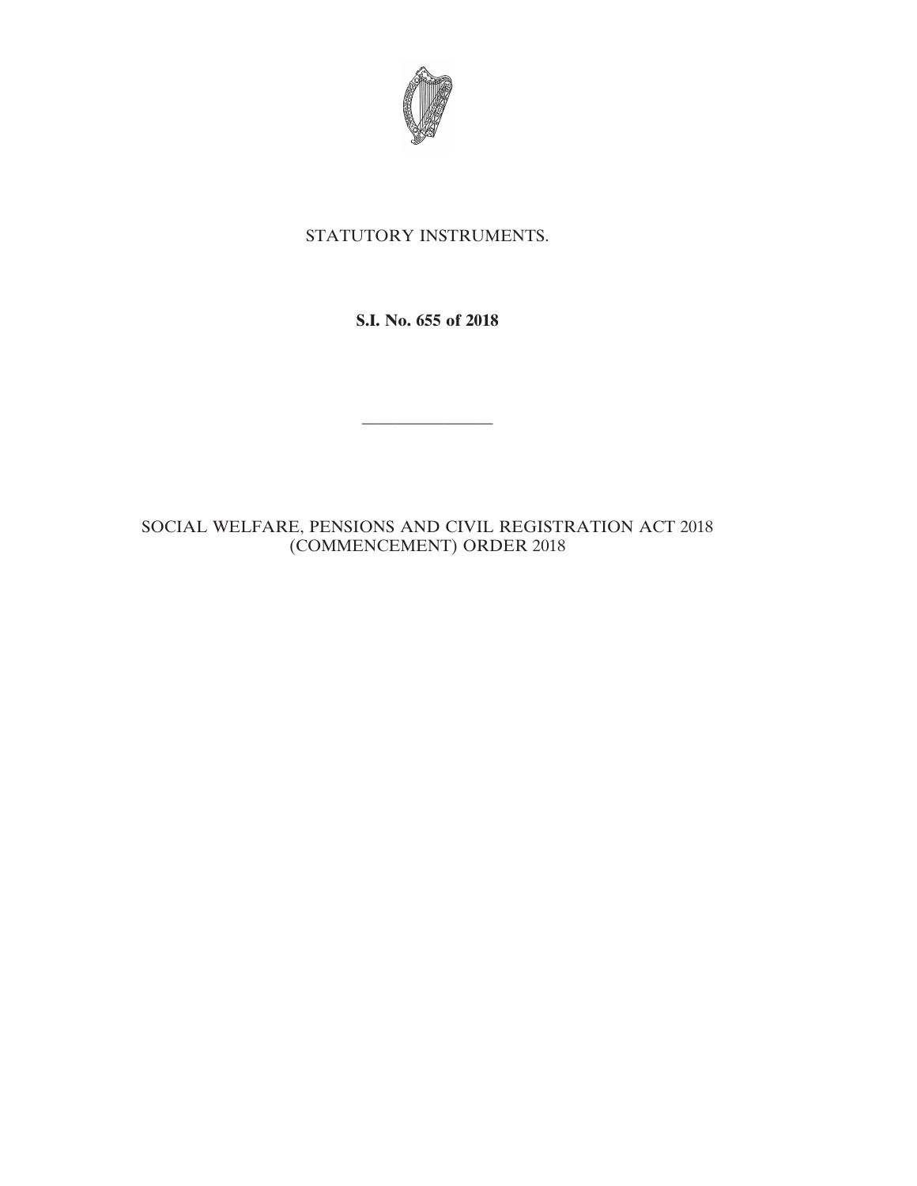STATUTORY INSTRUMENTS.

**S.I. No. 655 of 2018**

---

SOCIAL WELFARE, PENSIONS AND CIVIL REGISTRATION ACT 2018 (COMMENCEMENT) ORDER 2018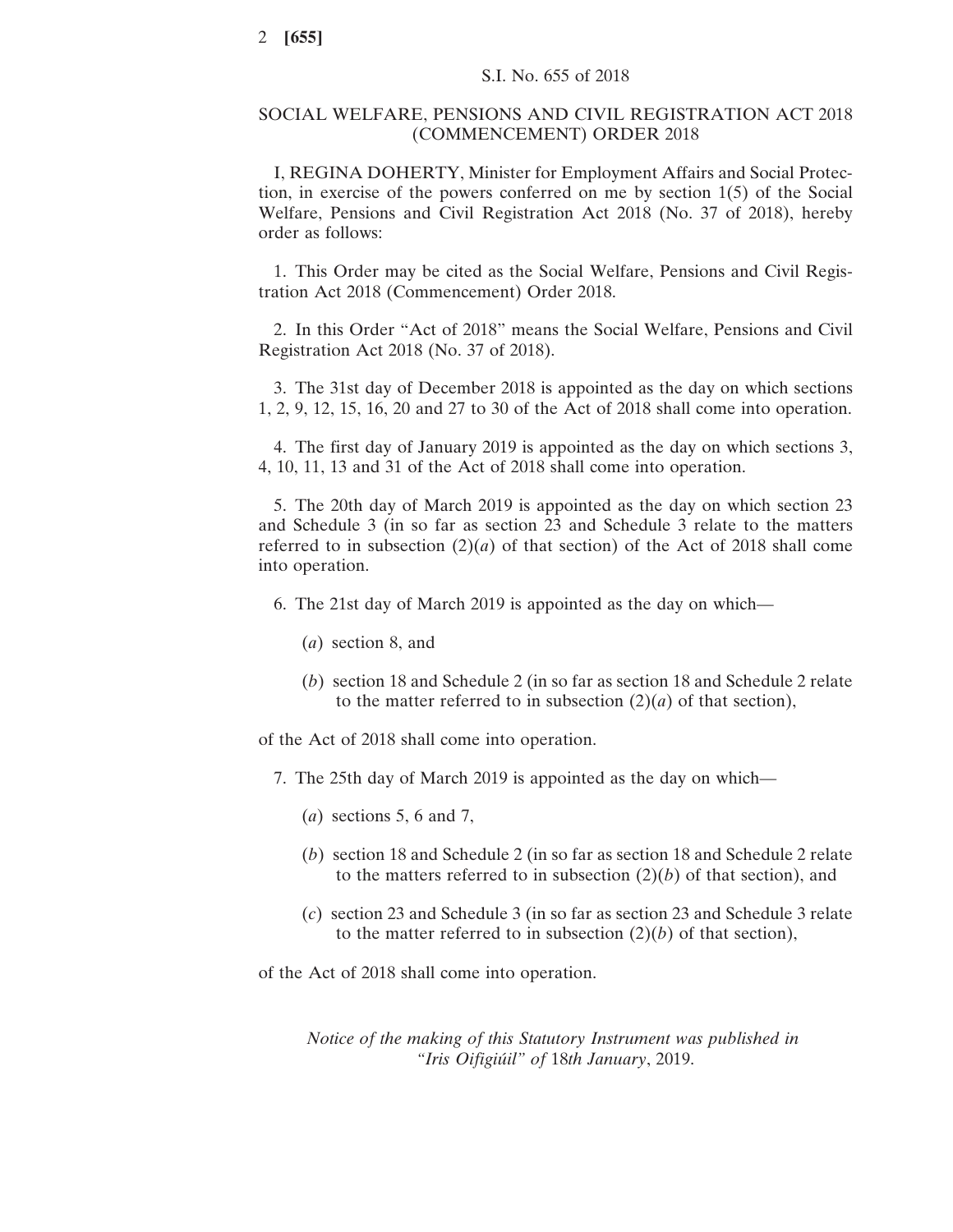S.I. No. 655 of 2018

# SOCIAL WELFARE, PENSIONS AND CIVIL REGISTRATION ACT 2018 (COMMENCEMENT) ORDER 2018

I, REGINA DOHERTY, Minister for Employment Affairs and Social Protection, in exercise of the powers conferred on me by section 1(5) of the Social Welfare, Pensions and Civil Registration Act 2018 (No. 37 of 2018), hereby order as follows:

1. This Order may be cited as the Social Welfare, Pensions and Civil Registration Act 2018 (Commencement) Order 2018.

2. In this Order "Act of 2018" means the Social Welfare, Pensions and Civil Registration Act 2018 (No. 37 of 2018).

3. The 31st day of December 2018 is appointed as the day on which sections 1, 2, 9, 12, 15, 16, 20 and 27 to 30 of the Act of 2018 shall come into operation.

4. The first day of January 2019 is appointed as the day on which sections 3, 4, 10, 11, 13 and 31 of the Act of 2018 shall come into operation.

5. The 20th day of March 2019 is appointed as the day on which section 23 and Schedule 3 (in so far as section 23 and Schedule 3 relate to the matters referred to in subsection (2)(*a*) of that section) of the Act of 2018 shall come into operation.

6. The 21st day of March 2019 is appointed as the day on which—

(*a*) section 8, and

(*b*) section 18 and Schedule 2 (in so far as section 18 and Schedule 2 relate to the matter referred to in subsection (2)(*a*) of that section),

of the Act of 2018 shall come into operation.

7. The 25th day of March 2019 is appointed as the day on which—

(*a*) sections 5, 6 and 7,

(*b*) section 18 and Schedule 2 (in so far as section 18 and Schedule 2 relate to the matters referred to in subsection (2)(*b*) of that section), and

(*c*) section 23 and Schedule 3 (in so far as section 23 and Schedule 3 relate to the matter referred to in subsection (2)(*b*) of that section),

of the Act of 2018 shall come into operation.

*Notice of the making of this Statutory Instrument was published in "Iris Oifigiúil" of* 18*th January*, 2019.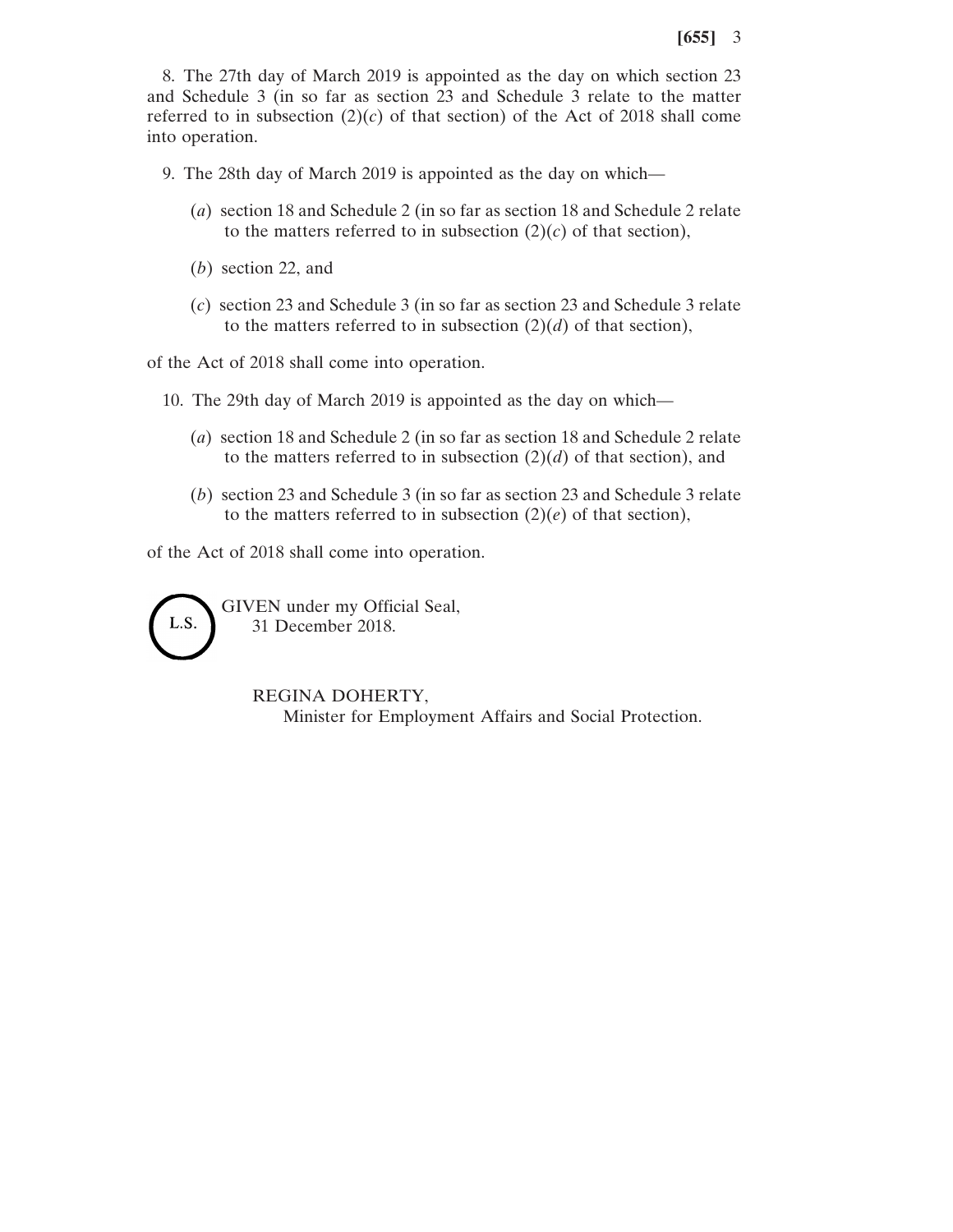8. The 27th day of March 2019 is appointed as the day on which section 23 and Schedule 3 (in so far as section 23 and Schedule 3 relate to the matter referred to in subsection (2)(*c*) of that section) of the Act of 2018 shall come into operation.

9. The 28th day of March 2019 is appointed as the day on which—

(*a*) section 18 and Schedule 2 (in so far as section 18 and Schedule 2 relate to the matters referred to in subsection (2)(*c*) of that section),

(*b*) section 22, and

(*c*) section 23 and Schedule 3 (in so far as section 23 and Schedule 3 relate to the matters referred to in subsection (2)(*d*) of that section),

of the Act of 2018 shall come into operation.

10. The 29th day of March 2019 is appointed as the day on which—

(*a*) section 18 and Schedule 2 (in so far as section 18 and Schedule 2 relate to the matters referred to in subsection (2)(*d*) of that section), and

(*b*) section 23 and Schedule 3 (in so far as section 23 and Schedule 3 relate to the matters referred to in subsection (2)(*e*) of that section),

of the Act of 2018 shall come into operation.

L.S.

GIVEN under my Official Seal,
31 December 2018.

REGINA DOHERTY,
Minister for Employment Affairs and Social Protection.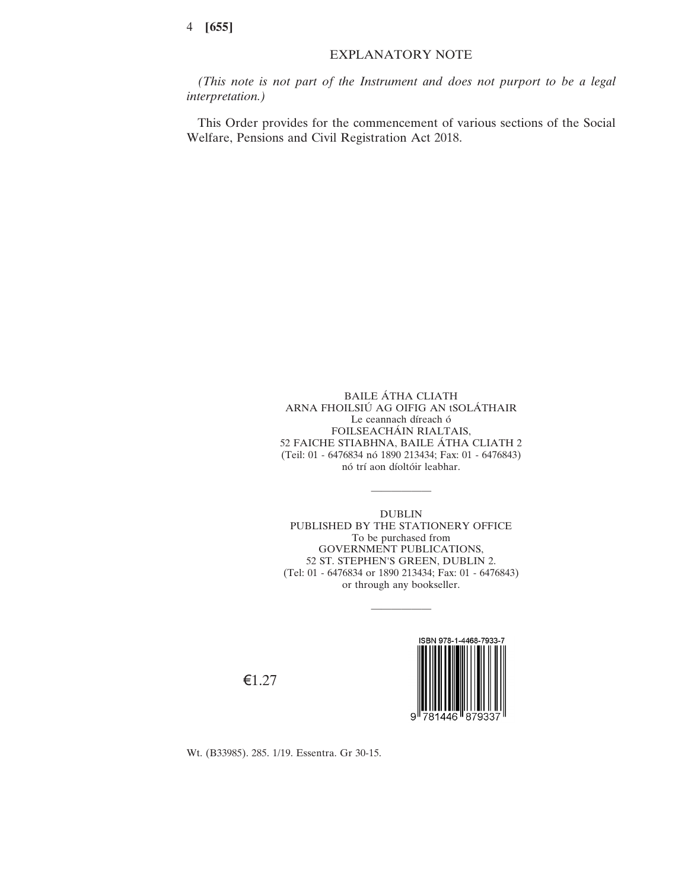## EXPLANATORY NOTE

*(This note is not part of the Instrument and does not purport to be a legal interpretation.)*

This Order provides for the commencement of various sections of the Social Welfare, Pensions and Civil Registration Act 2018.

BAILE ÁTHA CLIATH
ARNA FHOILSIÚ AG OIFIG AN tSOLÁTHAIR
Le ceannach díreach ó
FOILSEACHÁIN RIALTAIS,
52 FAICHE STIABHNA, BAILE ÁTHA CLIATH 2
(Teil: 01 - 6476834 nó 1890 213434; Fax: 01 - 6476843)
nó trí aon díoltóir leabhar.

---

DUBLIN
PUBLISHED BY THE STATIONERY OFFICE
To be purchased from
GOVERNMENT PUBLICATIONS,
52 ST. STEPHEN'S GREEN, DUBLIN 2.
(Tel: 01 - 6476834 or 1890 213434; Fax: 01 - 6476843)
or through any bookseller.

---

€1.27

ISBN 978-1-4468-7933-7

9 781446 879337

Wt. (B33985). 285. 1/19. Essentra. Gr 30-15.